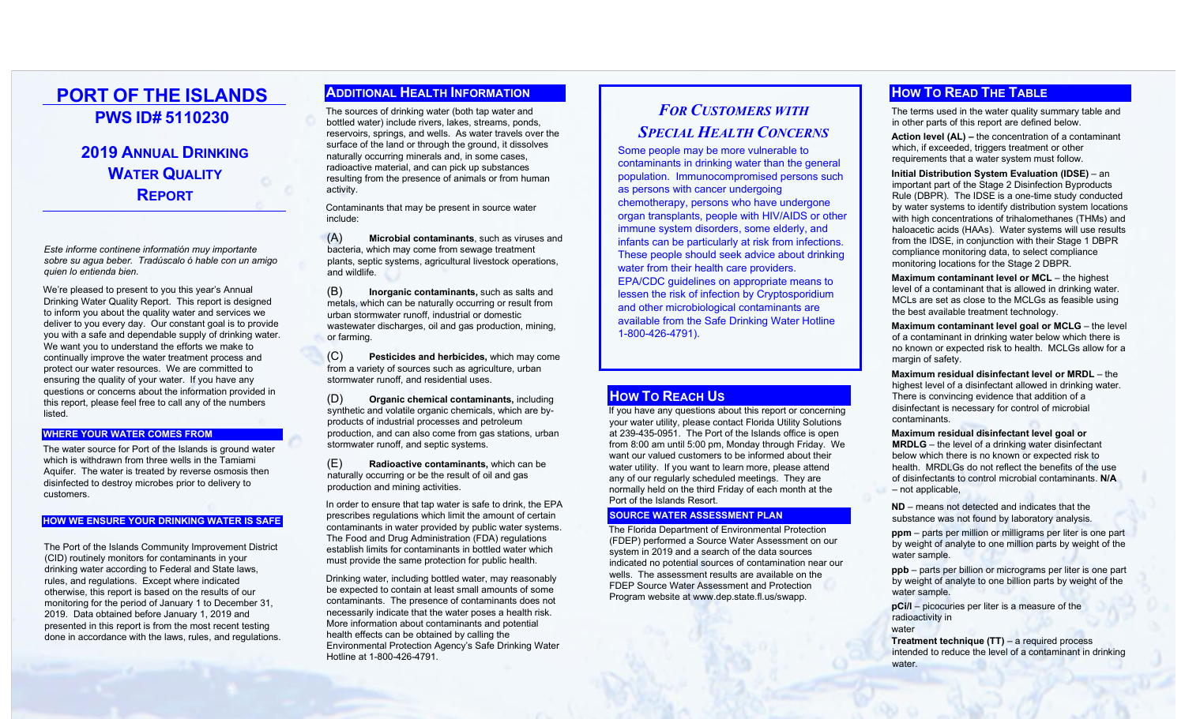# PORT OF THE ISLANDS

## PWS ID# 5110230

## 2019 Annual Drinking Water Quality Report

*Este informe continene información muy importante sobre su agua beber. Tradúscalo ó hable con un amigo quien lo entienda bien.*

We're pleased to present to you this year's Annual Drinking Water Quality Report. This report is designed to inform you about the quality water and services we deliver to you every day. Our constant goal is to provide you with a safe and dependable supply of drinking water. We want you to understand the efforts we make to continually improve the water treatment process and protect our water resources. We are committed to ensuring the quality of your water. If you have any questions or concerns about the information provided in this report, please feel free to call any of the numbers listed.

### WHERE YOUR WATER COMES FROM

The water source for Port of the Islands is ground water which is withdrawn from three wells in the Tamiami Aquifer. The water is treated by reverse osmosis then disinfected to destroy microbes prior to delivery to customers.

### HOW WE ENSURE YOUR DRINKING WATER IS SAFE

The Port of the Islands Community Improvement District (CID) routinely monitors for contaminants in your drinking water according to Federal and State laws, rules, and regulations. Except where indicated otherwise, this report is based on the results of our monitoring for the period of January 1 to December 31, 2019. Data obtained before January 1, 2019 and presented in this report is from the most recent testing done in accordance with the laws, rules, and regulations.

### Additional Health Information

The sources of drinking water (both tap water and bottled water) include rivers, lakes, streams, ponds, reservoirs, springs, and wells. As water travels over the surface of the land or through the ground, it dissolves naturally occurring minerals and, in some cases, radioactive material, and can pick up substances resulting from the presence of animals or from human activity.

Contaminants that may be present in source water include:

(A) **Microbial contaminants**, such as viruses and bacteria, which may come from sewage treatment plants, septic systems, agricultural livestock operations, and wildlife.

(B) **Inorganic contaminants,** such as salts and metals, which can be naturally occurring or result from urban stormwater runoff, industrial or domestic wastewater discharges, oil and gas production, mining, or farming.

(C) **Pesticides and herbicides,** which may come from a variety of sources such as agriculture, urban stormwater runoff, and residential uses.

(D) **Organic chemical contaminants,** including synthetic and volatile organic chemicals, which are by-products of industrial processes and petroleum production, and can also come from gas stations, urban stormwater runoff, and septic systems.

(E) **Radioactive contaminants,** which can be naturally occurring or be the result of oil and gas production and mining activities.

In order to ensure that tap water is safe to drink, the EPA prescribes regulations which limit the amount of certain contaminants in water provided by public water systems. The Food and Drug Administration (FDA) regulations establish limits for contaminants in bottled water which must provide the same protection for public health.

Drinking water, including bottled water, may reasonably be expected to contain at least small amounts of some contaminants. The presence of contaminants does not necessarily indicate that the water poses a health risk. More information about contaminants and potential health effects can be obtained by calling the Environmental Protection Agency's Safe Drinking Water Hotline at 1-800-426-4791.

### *For Customers with Special Health Concerns*

Some people may be more vulnerable to contaminants in drinking water than the general population. Immunocompromised persons such as persons with cancer undergoing chemotherapy, persons who have undergone organ transplants, people with HIV/AIDS or other immune system disorders, some elderly, and infants can be particularly at risk from infections. These people should seek advice about drinking water from their health care providers. EPA/CDC guidelines on appropriate means to lessen the risk of infection by Cryptosporidium and other microbiological contaminants are available from the Safe Drinking Water Hotline 1-800-426-4791).

### How To Reach Us

If you have any questions about this report or concerning your water utility, please contact Florida Utility Solutions at 239-435-0951. The Port of the Islands office is open from 8:00 am until 5:00 pm, Monday through Friday. We want our valued customers to be informed about their water utility. If you want to learn more, please attend any of our regularly scheduled meetings. They are normally held on the third Friday of each month at the Port of the Islands Resort.

### SOURCE WATER ASSESSMENT PLAN

The Florida Department of Environmental Protection (FDEP) performed a Source Water Assessment on our system in 2019 and a search of the data sources indicated no potential sources of contamination near our wells. The assessment results are available on the FDEP Source Water Assessment and Protection Program website at www.dep.state.fl.us/swapp.

### How To Read The Table

The terms used in the water quality summary table and in other parts of this report are defined below.

**Action level (AL) –** the concentration of a contaminant which, if exceeded, triggers treatment or other requirements that a water system must follow.

**Initial Distribution System Evaluation (IDSE)** – an important part of the Stage 2 Disinfection Byproducts Rule (DBPR). The IDSE is a one-time study conducted by water systems to identify distribution system locations with high concentrations of trihalomethanes (THMs) and haloacetic acids (HAAs). Water systems will use results from the IDSE, in conjunction with their Stage 1 DBPR compliance monitoring data, to select compliance monitoring locations for the Stage 2 DBPR.

**Maximum contaminant level or MCL** – the highest level of a contaminant that is allowed in drinking water. MCLs are set as close to the MCLGs as feasible using the best available treatment technology.

**Maximum contaminant level goal or MCLG** – the level of a contaminant in drinking water below which there is no known or expected risk to health. MCLGs allow for a margin of safety.

**Maximum residual disinfectant level or MRDL** – the highest level of a disinfectant allowed in drinking water. There is convincing evidence that addition of a disinfectant is necessary for control of microbial contaminants.

**Maximum residual disinfectant level goal or MRDLG** – the level of a drinking water disinfectant below which there is no known or expected risk to health. MRDLGs do not reflect the benefits of the use of disinfectants to control microbial contaminants. **N/A** – not applicable,

**ND** – means not detected and indicates that the substance was not found by laboratory analysis.

**ppm** – parts per million or milligrams per liter is one part by weight of analyte to one million parts by weight of the water sample.

**ppb** – parts per billion or micrograms per liter is one part by weight of analyte to one billion parts by weight of the water sample.

**pCi/l** – picocuries per liter is a measure of the radioactivity in water

**Treatment technique (TT)** – a required process intended to reduce the level of a contaminant in drinking water.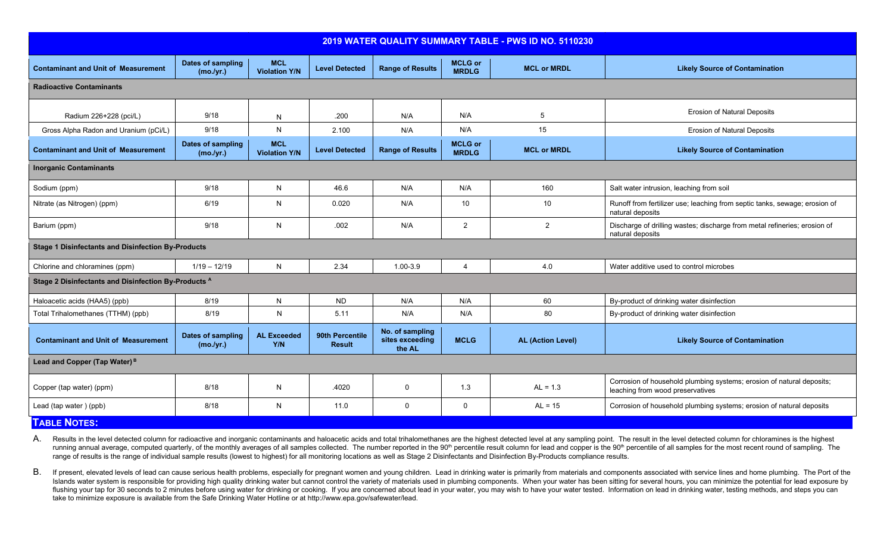## 2019 WATER QUALITY SUMMARY TABLE - PWS ID NO. 5110230

| Contaminant and Unit of Measurement | Dates of sampling (mo./yr.) | MCL Violation Y/N | Level Detected | Range of Results | MCLG or MRDLG | MCL or MRDL | Likely Source of Contamination |
|---|---|---|---|---|---|---|---|
| **Radioactive Contaminants** | | | | | | | |
| Radium 226+228 (pci/L) | 9/18 | N | .200 | N/A | N/A | 5 | Erosion of Natural Deposits |
| Gross Alpha Radon and Uranium (pCi/L) | 9/18 | N | 2.100 | N/A | N/A | 15 | Erosion of Natural Deposits |
| **Contaminant and Unit of Measurement** | **Dates of sampling (mo./yr.)** | **MCL Violation Y/N** | **Level Detected** | **Range of Results** | **MCLG or MRDLG** | **MCL or MRDL** | **Likely Source of Contamination** |
| **Inorganic Contaminants** | | | | | | | |
| Sodium (ppm) | 9/18 | N | 46.6 | N/A | N/A | 160 | Salt water intrusion, leaching from soil |
| Nitrate (as Nitrogen) (ppm) | 6/19 | N | 0.020 | N/A | 10 | 10 | Runoff from fertilizer use; leaching from septic tanks, sewage; erosion of natural deposits |
| Barium (ppm) | 9/18 | N | .002 | N/A | 2 | 2 | Discharge of drilling wastes; discharge from metal refineries; erosion of natural deposits |
| **Stage 1 Disinfectants and Disinfection By-Products** | | | | | | | |
| Chlorine and chloramines (ppm) | 1/19 – 12/19 | N | 2.34 | 1.00-3.9 | 4 | 4.0 | Water additive used to control microbes |
| **Stage 2 Disinfectants and Disinfection By-Products [A]** | | | | | | | |
| Haloacetic acids (HAA5) (ppb) | 8/19 | N | ND | N/A | N/A | 60 | By-product of drinking water disinfection |
| Total Trihalomethanes (TTHM) (ppb) | 8/19 | N | 5.11 | N/A | N/A | 80 | By-product of drinking water disinfection |
| **Contaminant and Unit of Measurement** | **Dates of sampling (mo./yr.)** | **AL Exceeded Y/N** | **90th Percentile Result** | **No. of sampling sites exceeding the AL** | **MCLG** | **AL (Action Level)** | **Likely Source of Contamination** |
| **Lead and Copper (Tap Water) [B]** | | | | | | | |
| Copper (tap water) (ppm) | 8/18 | N | .4020 | 0 | 1.3 | AL = 1.3 | Corrosion of household plumbing systems; erosion of natural deposits; leaching from wood preservatives |
| Lead (tap water ) (ppb) | 8/18 | N | 11.0 | 0 | 0 | AL = 15 | Corrosion of household plumbing systems; erosion of natural deposits |

### TABLE NOTES:

A. Results in the level detected column for radioactive and inorganic contaminants and haloacetic acids and total trihalomethanes are the highest detected level at any sampling point. The result in the level detected column for chloramines is the highest running annual average, computed quarterly, of the monthly averages of all samples collected. The number reported in the 90th percentile result column for lead and copper is the 90th percentile of all samples for the most recent round of sampling. The range of results is the range of individual sample results (lowest to highest) for all monitoring locations as well as Stage 2 Disinfectants and Disinfection By-Products compliance results.

B. If present, elevated levels of lead can cause serious health problems, especially for pregnant women and young children. Lead in drinking water is primarily from materials and components associated with service lines and home plumbing. The Port of the Islands water system is responsible for providing high quality drinking water but cannot control the variety of materials used in plumbing components. When your water has been sitting for several hours, you can minimize the potential for lead exposure by flushing your tap for 30 seconds to 2 minutes before using water for drinking or cooking. If you are concerned about lead in your water, you may wish to have your water tested. Information on lead in drinking water, testing methods, and steps you can take to minimize exposure is available from the Safe Drinking Water Hotline or at http://www.epa.gov/safewater/lead.